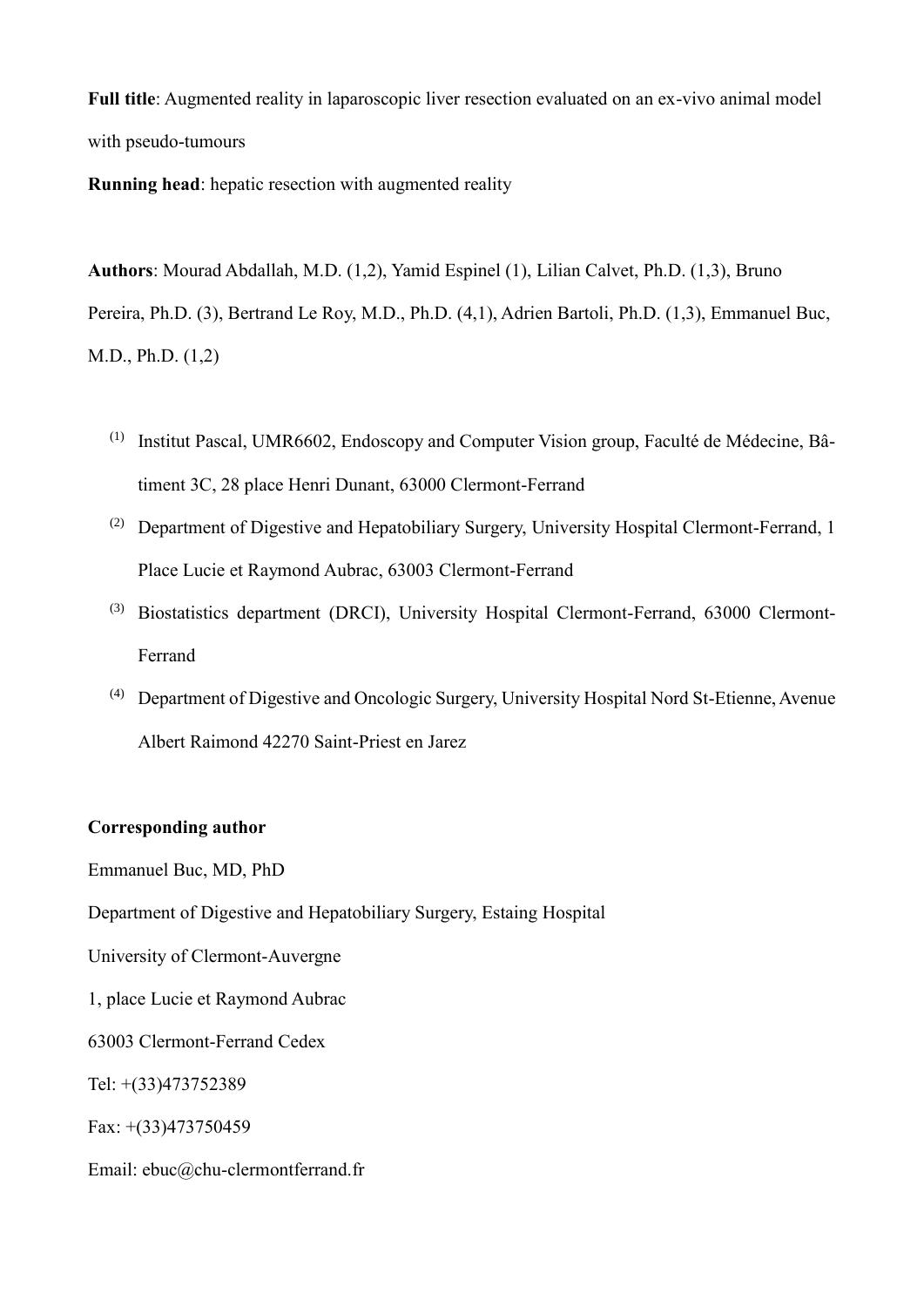**Full title**: Augmented reality in laparoscopic liver resection evaluated on an ex-vivo animal model with pseudo-tumours

**Running head**: hepatic resection with augmented reality

**Authors**: Mourad Abdallah, M.D. (1,2), Yamid Espinel (1), Lilian Calvet, Ph.D. (1,3), Bruno Pereira, Ph.D. (3), Bertrand Le Roy, M.D., Ph.D. (4,1), Adrien Bartoli, Ph.D. (1,3), Emmanuel Buc, M.D., Ph.D. (1,2)

(1) Institut Pascal, UMR6602, Endoscopy and Computer Vision group, Faculté de Médecine, Bâtiment 3C, 28 place Henri Dunant, 63000 Clermont-Ferrand

(2) Department of Digestive and Hepatobiliary Surgery, University Hospital Clermont-Ferrand, 1 Place Lucie et Raymond Aubrac, 63003 Clermont-Ferrand

(3) Biostatistics department (DRCI), University Hospital Clermont-Ferrand, 63000 Clermont-Ferrand

(4) Department of Digestive and Oncologic Surgery, University Hospital Nord St-Etienne, Avenue Albert Raimond 42270 Saint-Priest en Jarez

**Corresponding author**

Emmanuel Buc, MD, PhD

Department of Digestive and Hepatobiliary Surgery, Estaing Hospital

University of Clermont-Auvergne

1, place Lucie et Raymond Aubrac

63003 Clermont-Ferrand Cedex

Tel: +(33)473752389

Fax: +(33)473750459

Email: ebuc@chu-clermontferrand.fr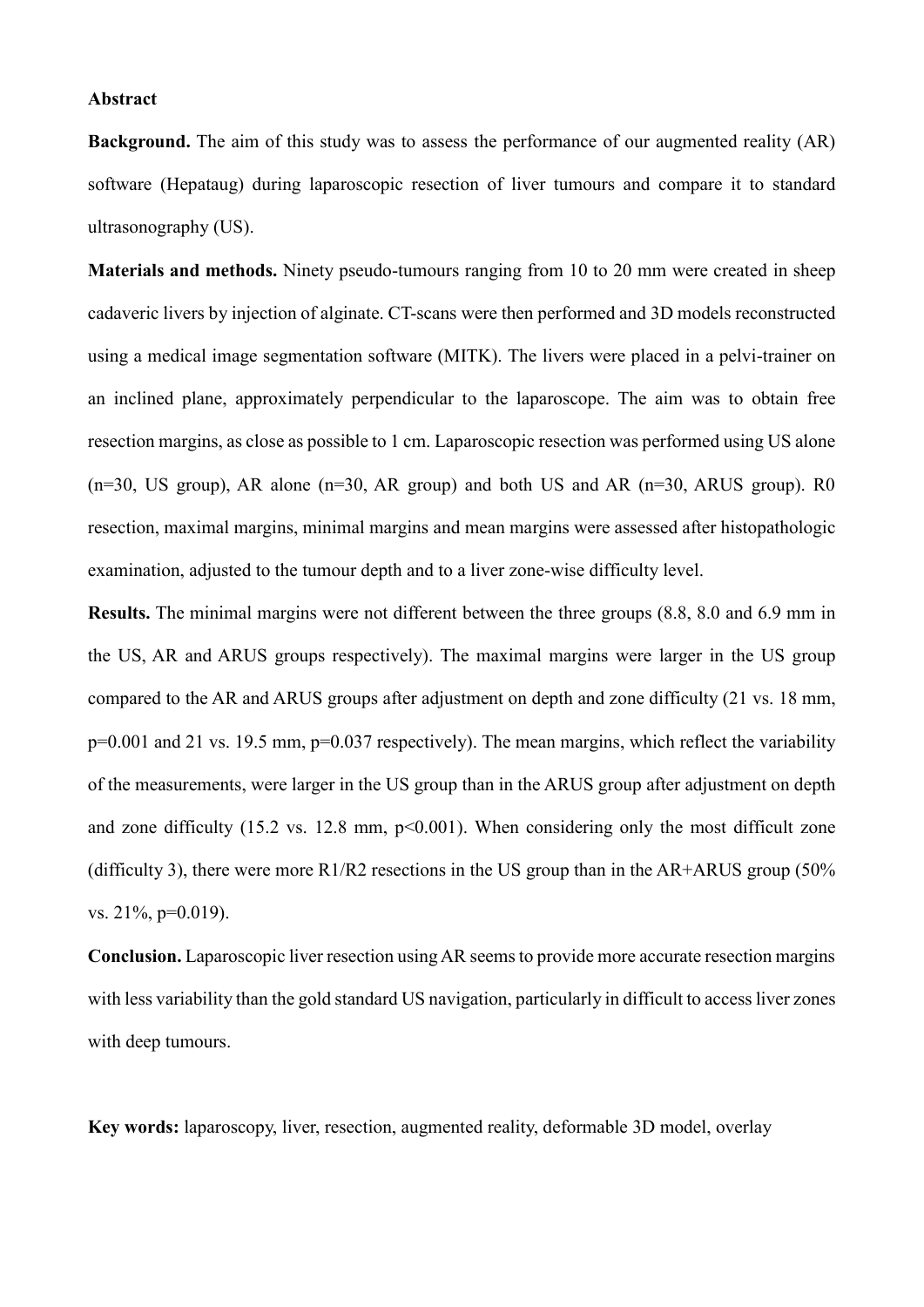## Abstract

**Background.** The aim of this study was to assess the performance of our augmented reality (AR) software (Hepataug) during laparoscopic resection of liver tumours and compare it to standard ultrasonography (US).

**Materials and methods.** Ninety pseudo-tumours ranging from 10 to 20 mm were created in sheep cadaveric livers by injection of alginate. CT-scans were then performed and 3D models reconstructed using a medical image segmentation software (MITK). The livers were placed in a pelvi-trainer on an inclined plane, approximately perpendicular to the laparoscope. The aim was to obtain free resection margins, as close as possible to 1 cm. Laparoscopic resection was performed using US alone (n=30, US group), AR alone (n=30, AR group) and both US and AR (n=30, ARUS group). R0 resection, maximal margins, minimal margins and mean margins were assessed after histopathologic examination, adjusted to the tumour depth and to a liver zone-wise difficulty level.

**Results.** The minimal margins were not different between the three groups (8.8, 8.0 and 6.9 mm in the US, AR and ARUS groups respectively). The maximal margins were larger in the US group compared to the AR and ARUS groups after adjustment on depth and zone difficulty (21 vs. 18 mm, $p=0.001$ and 21 vs. 19.5 mm, $p=0.037$ respectively). The mean margins, which reflect the variability of the measurements, were larger in the US group than in the ARUS group after adjustment on depth and zone difficulty (15.2 vs. 12.8 mm, $p<0.001$). When considering only the most difficult zone (difficulty 3), there were more R1/R2 resections in the US group than in the AR+ARUS group (50% vs. 21%, $p=0.019$).

**Conclusion.** Laparoscopic liver resection using AR seems to provide more accurate resection margins with less variability than the gold standard US navigation, particularly in difficult to access liver zones with deep tumours.

**Key words:** laparoscopy, liver, resection, augmented reality, deformable 3D model, overlay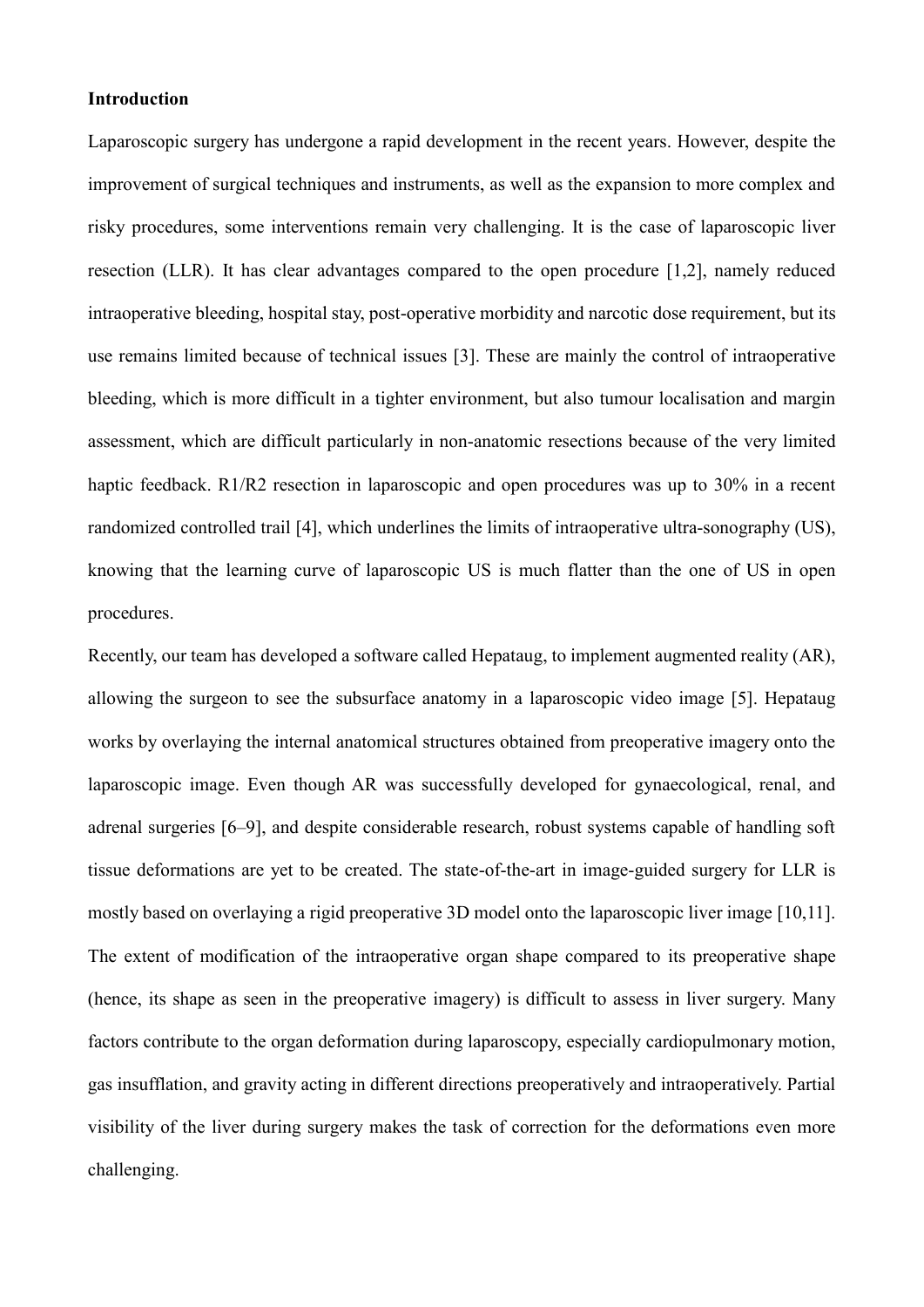**Introduction**

Laparoscopic surgery has undergone a rapid development in the recent years. However, despite the improvement of surgical techniques and instruments, as well as the expansion to more complex and risky procedures, some interventions remain very challenging. It is the case of laparoscopic liver resection (LLR). It has clear advantages compared to the open procedure [1,2], namely reduced intraoperative bleeding, hospital stay, post-operative morbidity and narcotic dose requirement, but its use remains limited because of technical issues [3]. These are mainly the control of intraoperative bleeding, which is more difficult in a tighter environment, but also tumour localisation and margin assessment, which are difficult particularly in non-anatomic resections because of the very limited haptic feedback. R1/R2 resection in laparoscopic and open procedures was up to 30% in a recent randomized controlled trail [4], which underlines the limits of intraoperative ultra-sonography (US), knowing that the learning curve of laparoscopic US is much flatter than the one of US in open procedures.

Recently, our team has developed a software called Hepataug, to implement augmented reality (AR), allowing the surgeon to see the subsurface anatomy in a laparoscopic video image [5]. Hepataug works by overlaying the internal anatomical structures obtained from preoperative imagery onto the laparoscopic image. Even though AR was successfully developed for gynaecological, renal, and adrenal surgeries [6–9], and despite considerable research, robust systems capable of handling soft tissue deformations are yet to be created. The state-of-the-art in image-guided surgery for LLR is mostly based on overlaying a rigid preoperative 3D model onto the laparoscopic liver image [10,11]. The extent of modification of the intraoperative organ shape compared to its preoperative shape (hence, its shape as seen in the preoperative imagery) is difficult to assess in liver surgery. Many factors contribute to the organ deformation during laparoscopy, especially cardiopulmonary motion, gas insufflation, and gravity acting in different directions preoperatively and intraoperatively. Partial visibility of the liver during surgery makes the task of correction for the deformations even more challenging.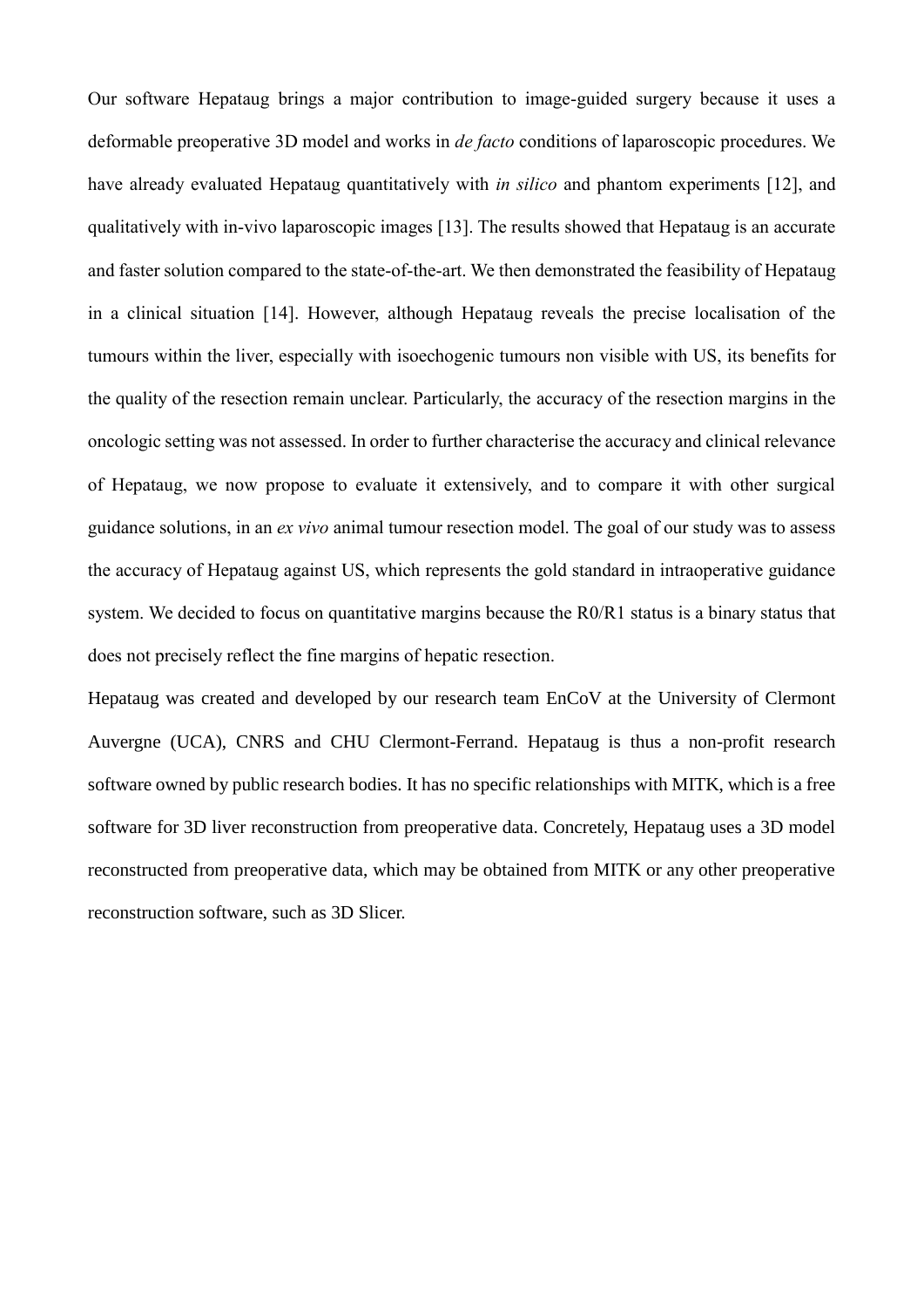Our software Hepataug brings a major contribution to image-guided surgery because it uses a deformable preoperative 3D model and works in *de facto* conditions of laparoscopic procedures. We have already evaluated Hepataug quantitatively with *in silico* and phantom experiments [12], and qualitatively with in-vivo laparoscopic images [13]. The results showed that Hepataug is an accurate and faster solution compared to the state-of-the-art. We then demonstrated the feasibility of Hepataug in a clinical situation [14]. However, although Hepataug reveals the precise localisation of the tumours within the liver, especially with isoechogenic tumours non visible with US, its benefits for the quality of the resection remain unclear. Particularly, the accuracy of the resection margins in the oncologic setting was not assessed. In order to further characterise the accuracy and clinical relevance of Hepataug, we now propose to evaluate it extensively, and to compare it with other surgical guidance solutions, in an *ex vivo* animal tumour resection model. The goal of our study was to assess the accuracy of Hepataug against US, which represents the gold standard in intraoperative guidance system. We decided to focus on quantitative margins because the R0/R1 status is a binary status that does not precisely reflect the fine margins of hepatic resection.

Hepataug was created and developed by our research team EnCoV at the University of Clermont Auvergne (UCA), CNRS and CHU Clermont-Ferrand. Hepataug is thus a non-profit research software owned by public research bodies. It has no specific relationships with MITK, which is a free software for 3D liver reconstruction from preoperative data. Concretely, Hepataug uses a 3D model reconstructed from preoperative data, which may be obtained from MITK or any other preoperative reconstruction software, such as 3D Slicer.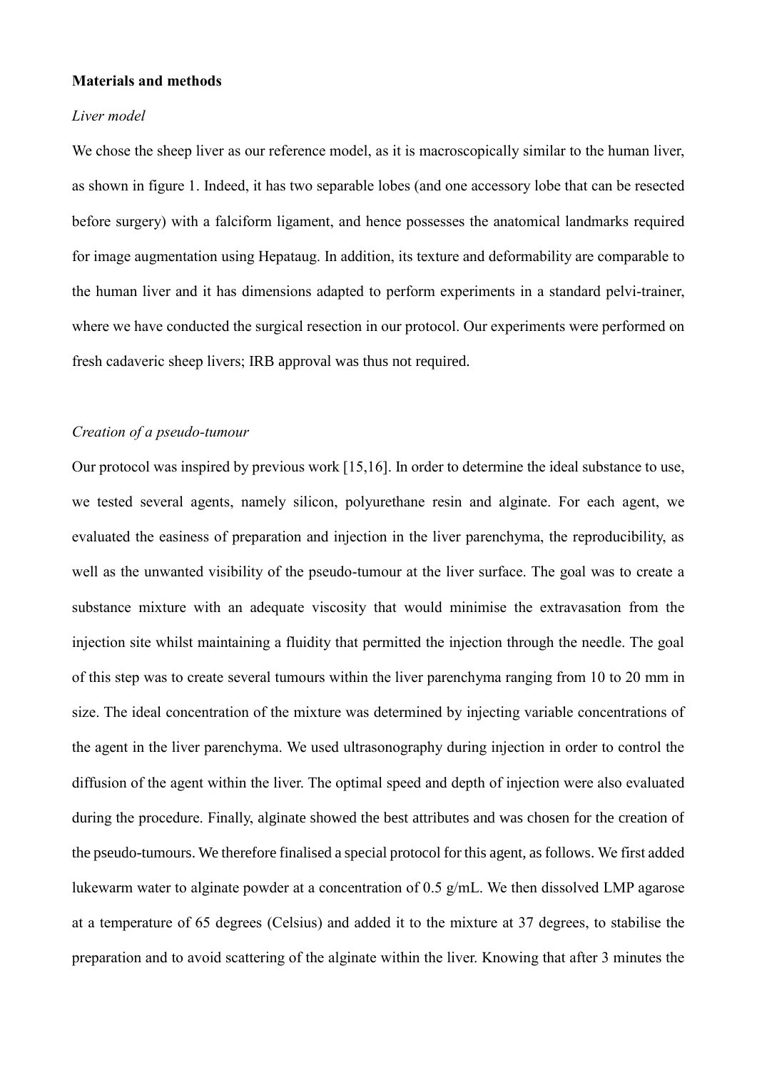**Materials and methods**

*Liver model*

We chose the sheep liver as our reference model, as it is macroscopically similar to the human liver, as shown in figure 1. Indeed, it has two separable lobes (and one accessory lobe that can be resected before surgery) with a falciform ligament, and hence possesses the anatomical landmarks required for image augmentation using Hepataug. In addition, its texture and deformability are comparable to the human liver and it has dimensions adapted to perform experiments in a standard pelvi-trainer, where we have conducted the surgical resection in our protocol. Our experiments were performed on fresh cadaveric sheep livers; IRB approval was thus not required.

*Creation of a pseudo-tumour*

Our protocol was inspired by previous work [15,16]. In order to determine the ideal substance to use, we tested several agents, namely silicon, polyurethane resin and alginate. For each agent, we evaluated the easiness of preparation and injection in the liver parenchyma, the reproducibility, as well as the unwanted visibility of the pseudo-tumour at the liver surface. The goal was to create a substance mixture with an adequate viscosity that would minimise the extravasation from the injection site whilst maintaining a fluidity that permitted the injection through the needle. The goal of this step was to create several tumours within the liver parenchyma ranging from 10 to 20 mm in size. The ideal concentration of the mixture was determined by injecting variable concentrations of the agent in the liver parenchyma. We used ultrasonography during injection in order to control the diffusion of the agent within the liver. The optimal speed and depth of injection were also evaluated during the procedure. Finally, alginate showed the best attributes and was chosen for the creation of the pseudo-tumours. We therefore finalised a special protocol for this agent, as follows. We first added lukewarm water to alginate powder at a concentration of 0.5 g/mL. We then dissolved LMP agarose at a temperature of 65 degrees (Celsius) and added it to the mixture at 37 degrees, to stabilise the preparation and to avoid scattering of the alginate within the liver. Knowing that after 3 minutes the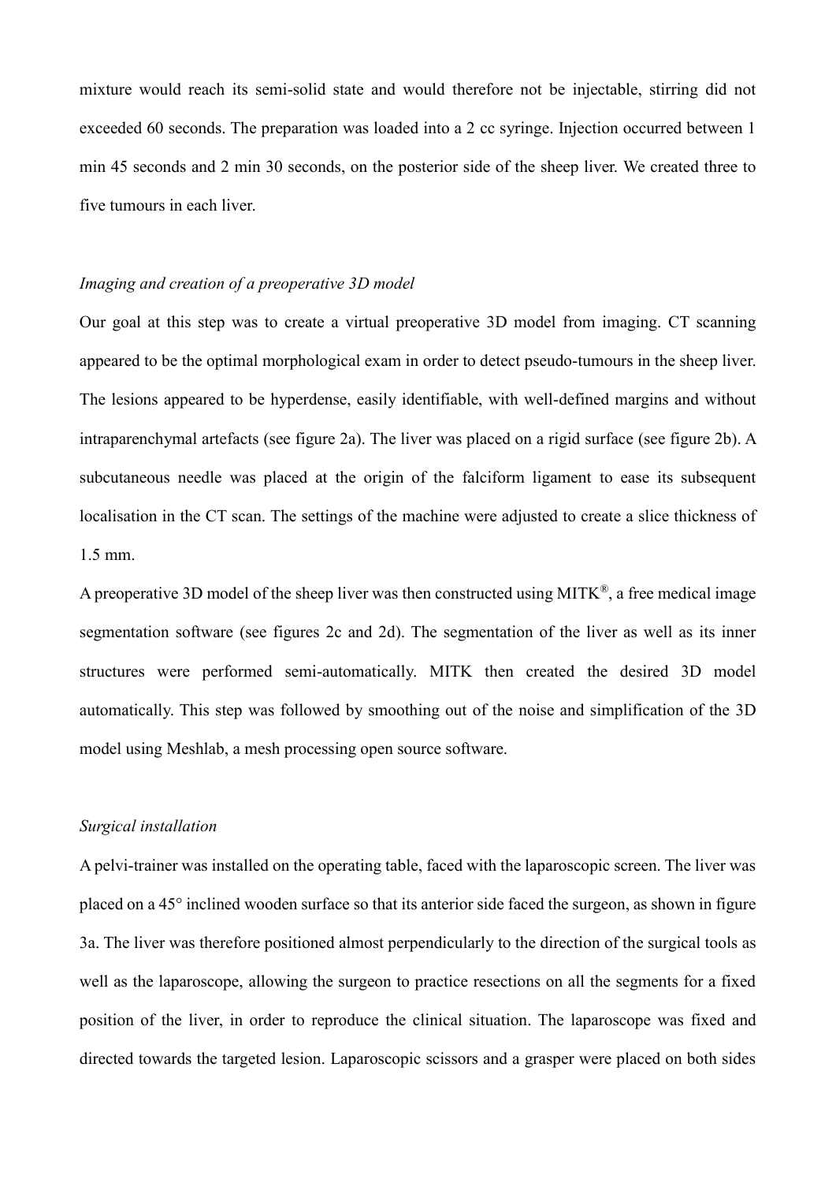mixture would reach its semi-solid state and would therefore not be injectable, stirring did not exceeded 60 seconds. The preparation was loaded into a 2 cc syringe. Injection occurred between 1 min 45 seconds and 2 min 30 seconds, on the posterior side of the sheep liver. We created three to five tumours in each liver.

*Imaging and creation of a preoperative 3D model*

Our goal at this step was to create a virtual preoperative 3D model from imaging. CT scanning appeared to be the optimal morphological exam in order to detect pseudo-tumours in the sheep liver. The lesions appeared to be hyperdense, easily identifiable, with well-defined margins and without intraparenchymal artefacts (see figure 2a). The liver was placed on a rigid surface (see figure 2b). A subcutaneous needle was placed at the origin of the falciform ligament to ease its subsequent localisation in the CT scan. The settings of the machine were adjusted to create a slice thickness of 1.5 mm.

A preoperative 3D model of the sheep liver was then constructed using MITK®, a free medical image segmentation software (see figures 2c and 2d). The segmentation of the liver as well as its inner structures were performed semi-automatically. MITK then created the desired 3D model automatically. This step was followed by smoothing out of the noise and simplification of the 3D model using Meshlab, a mesh processing open source software.

*Surgical installation*

A pelvi-trainer was installed on the operating table, faced with the laparoscopic screen. The liver was placed on a 45° inclined wooden surface so that its anterior side faced the surgeon, as shown in figure 3a. The liver was therefore positioned almost perpendicularly to the direction of the surgical tools as well as the laparoscope, allowing the surgeon to practice resections on all the segments for a fixed position of the liver, in order to reproduce the clinical situation. The laparoscope was fixed and directed towards the targeted lesion. Laparoscopic scissors and a grasper were placed on both sides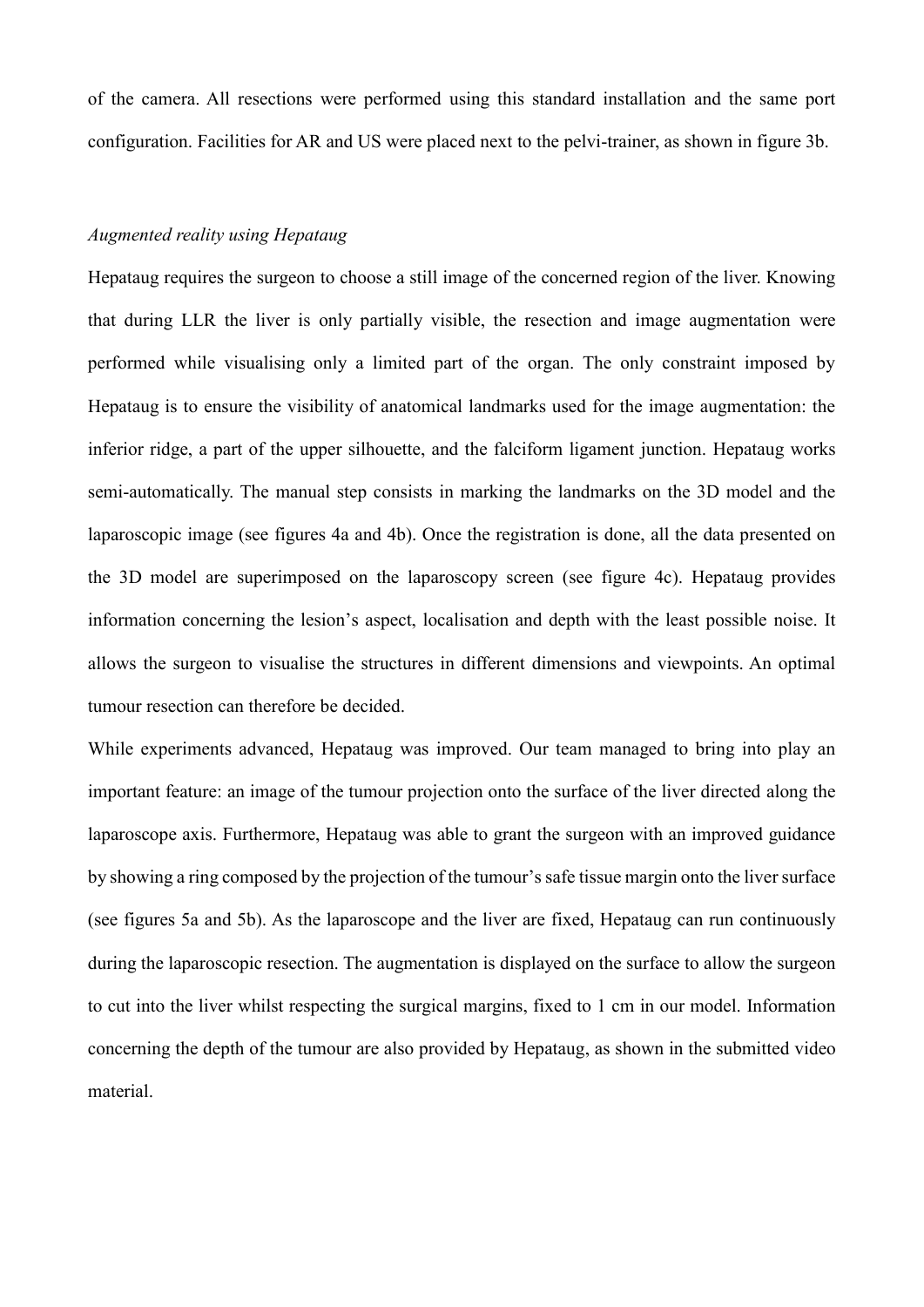of the camera. All resections were performed using this standard installation and the same port configuration. Facilities for AR and US were placed next to the pelvi-trainer, as shown in figure 3b.

*Augmented reality using Hepataug*

Hepataug requires the surgeon to choose a still image of the concerned region of the liver. Knowing that during LLR the liver is only partially visible, the resection and image augmentation were performed while visualising only a limited part of the organ. The only constraint imposed by Hepataug is to ensure the visibility of anatomical landmarks used for the image augmentation: the inferior ridge, a part of the upper silhouette, and the falciform ligament junction. Hepataug works semi-automatically. The manual step consists in marking the landmarks on the 3D model and the laparoscopic image (see figures 4a and 4b). Once the registration is done, all the data presented on the 3D model are superimposed on the laparoscopy screen (see figure 4c). Hepataug provides information concerning the lesion's aspect, localisation and depth with the least possible noise. It allows the surgeon to visualise the structures in different dimensions and viewpoints. An optimal tumour resection can therefore be decided.

While experiments advanced, Hepataug was improved. Our team managed to bring into play an important feature: an image of the tumour projection onto the surface of the liver directed along the laparoscope axis. Furthermore, Hepataug was able to grant the surgeon with an improved guidance by showing a ring composed by the projection of the tumour's safe tissue margin onto the liver surface (see figures 5a and 5b). As the laparoscope and the liver are fixed, Hepataug can run continuously during the laparoscopic resection. The augmentation is displayed on the surface to allow the surgeon to cut into the liver whilst respecting the surgical margins, fixed to 1 cm in our model. Information concerning the depth of the tumour are also provided by Hepataug, as shown in the submitted video material.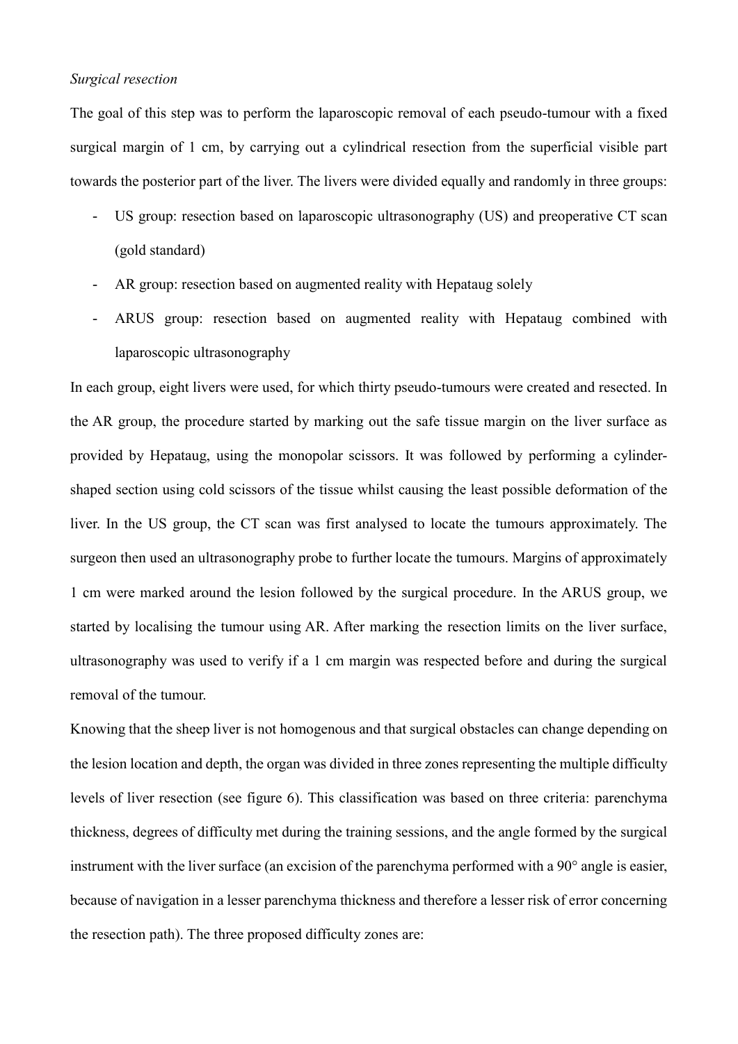*Surgical resection*

The goal of this step was to perform the laparoscopic removal of each pseudo-tumour with a fixed surgical margin of 1 cm, by carrying out a cylindrical resection from the superficial visible part towards the posterior part of the liver. The livers were divided equally and randomly in three groups:

- US group: resection based on laparoscopic ultrasonography (US) and preoperative CT scan (gold standard)
- AR group: resection based on augmented reality with Hepataug solely
- ARUS group: resection based on augmented reality with Hepataug combined with laparoscopic ultrasonography

In each group, eight livers were used, for which thirty pseudo-tumours were created and resected. In the AR group, the procedure started by marking out the safe tissue margin on the liver surface as provided by Hepataug, using the monopolar scissors. It was followed by performing a cylinder-shaped section using cold scissors of the tissue whilst causing the least possible deformation of the liver. In the US group, the CT scan was first analysed to locate the tumours approximately. The surgeon then used an ultrasonography probe to further locate the tumours. Margins of approximately 1 cm were marked around the lesion followed by the surgical procedure. In the ARUS group, we started by localising the tumour using AR. After marking the resection limits on the liver surface, ultrasonography was used to verify if a 1 cm margin was respected before and during the surgical removal of the tumour.

Knowing that the sheep liver is not homogenous and that surgical obstacles can change depending on the lesion location and depth, the organ was divided in three zones representing the multiple difficulty levels of liver resection (see figure 6). This classification was based on three criteria: parenchyma thickness, degrees of difficulty met during the training sessions, and the angle formed by the surgical instrument with the liver surface (an excision of the parenchyma performed with a 90° angle is easier, because of navigation in a lesser parenchyma thickness and therefore a lesser risk of error concerning the resection path). The three proposed difficulty zones are: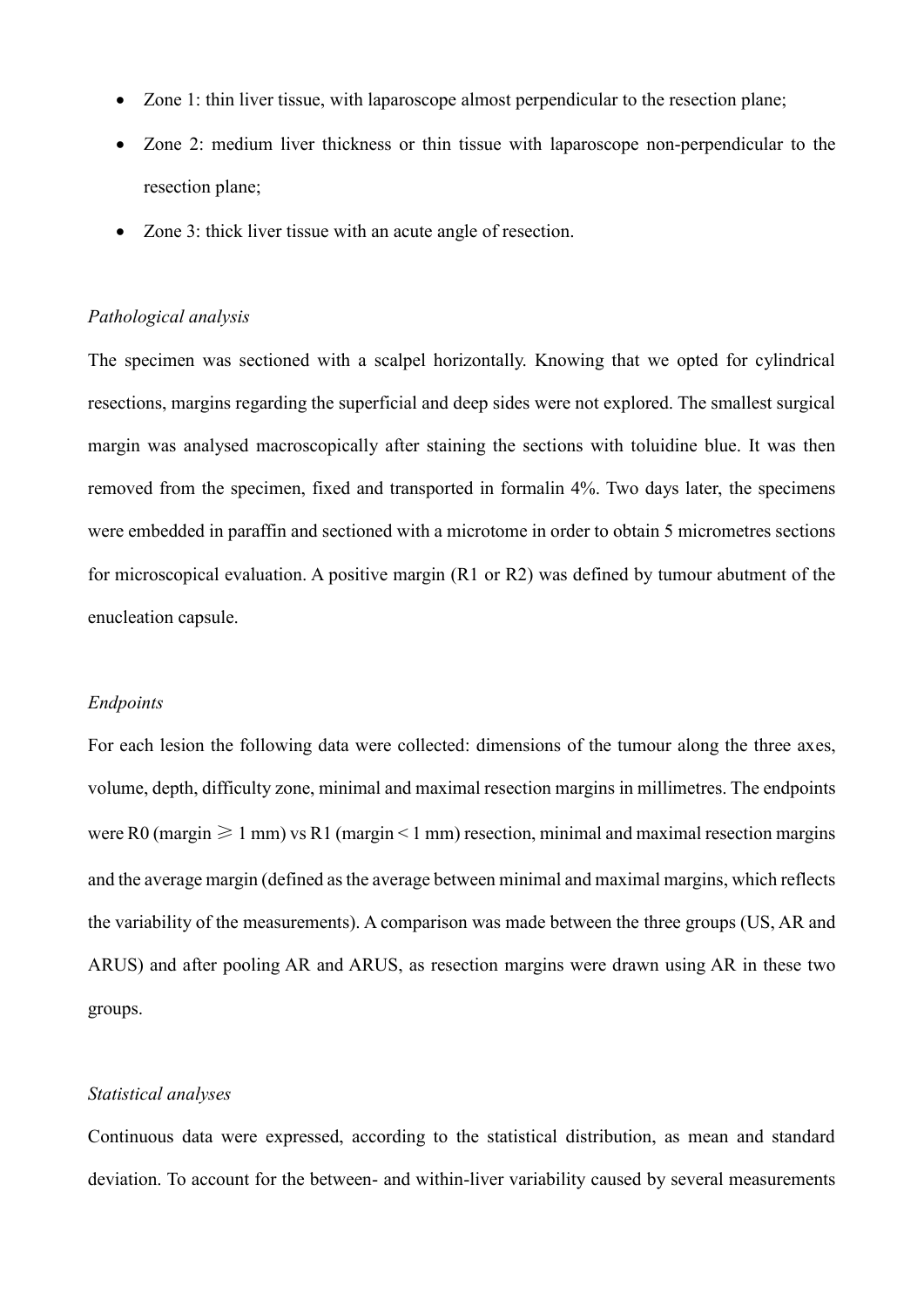- Zone 1: thin liver tissue, with laparoscope almost perpendicular to the resection plane;
- Zone 2: medium liver thickness or thin tissue with laparoscope non-perpendicular to the resection plane;
- Zone 3: thick liver tissue with an acute angle of resection.

*Pathological analysis*

The specimen was sectioned with a scalpel horizontally. Knowing that we opted for cylindrical resections, margins regarding the superficial and deep sides were not explored. The smallest surgical margin was analysed macroscopically after staining the sections with toluidine blue. It was then removed from the specimen, fixed and transported in formalin 4%. Two days later, the specimens were embedded in paraffin and sectioned with a microtome in order to obtain 5 micrometres sections for microscopical evaluation. A positive margin (R1 or R2) was defined by tumour abutment of the enucleation capsule.

*Endpoints*

For each lesion the following data were collected: dimensions of the tumour along the three axes, volume, depth, difficulty zone, minimal and maximal resection margins in millimetres. The endpoints were R0 (margin $\geqslant$ 1 mm) vs R1 (margin < 1 mm) resection, minimal and maximal resection margins and the average margin (defined as the average between minimal and maximal margins, which reflects the variability of the measurements). A comparison was made between the three groups (US, AR and ARUS) and after pooling AR and ARUS, as resection margins were drawn using AR in these two groups.

*Statistical analyses*

Continuous data were expressed, according to the statistical distribution, as mean and standard deviation. To account for the between- and within-liver variability caused by several measurements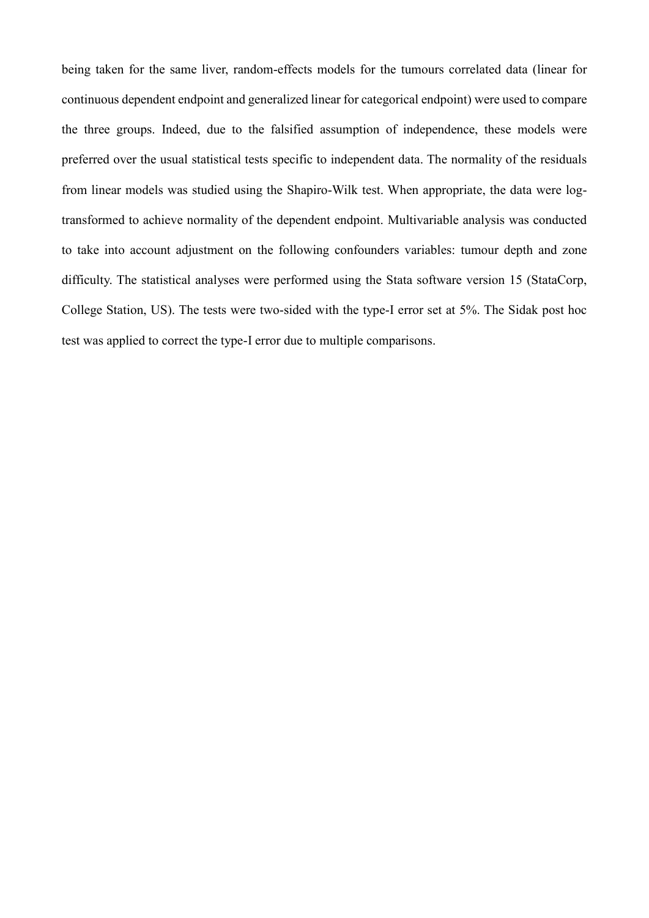being taken for the same liver, random-effects models for the tumours correlated data (linear for continuous dependent endpoint and generalized linear for categorical endpoint) were used to compare the three groups. Indeed, due to the falsified assumption of independence, these models were preferred over the usual statistical tests specific to independent data. The normality of the residuals from linear models was studied using the Shapiro-Wilk test. When appropriate, the data were log-transformed to achieve normality of the dependent endpoint. Multivariable analysis was conducted to take into account adjustment on the following confounders variables: tumour depth and zone difficulty. The statistical analyses were performed using the Stata software version 15 (StataCorp, College Station, US). The tests were two-sided with the type-I error set at 5%. The Sidak post hoc test was applied to correct the type-I error due to multiple comparisons.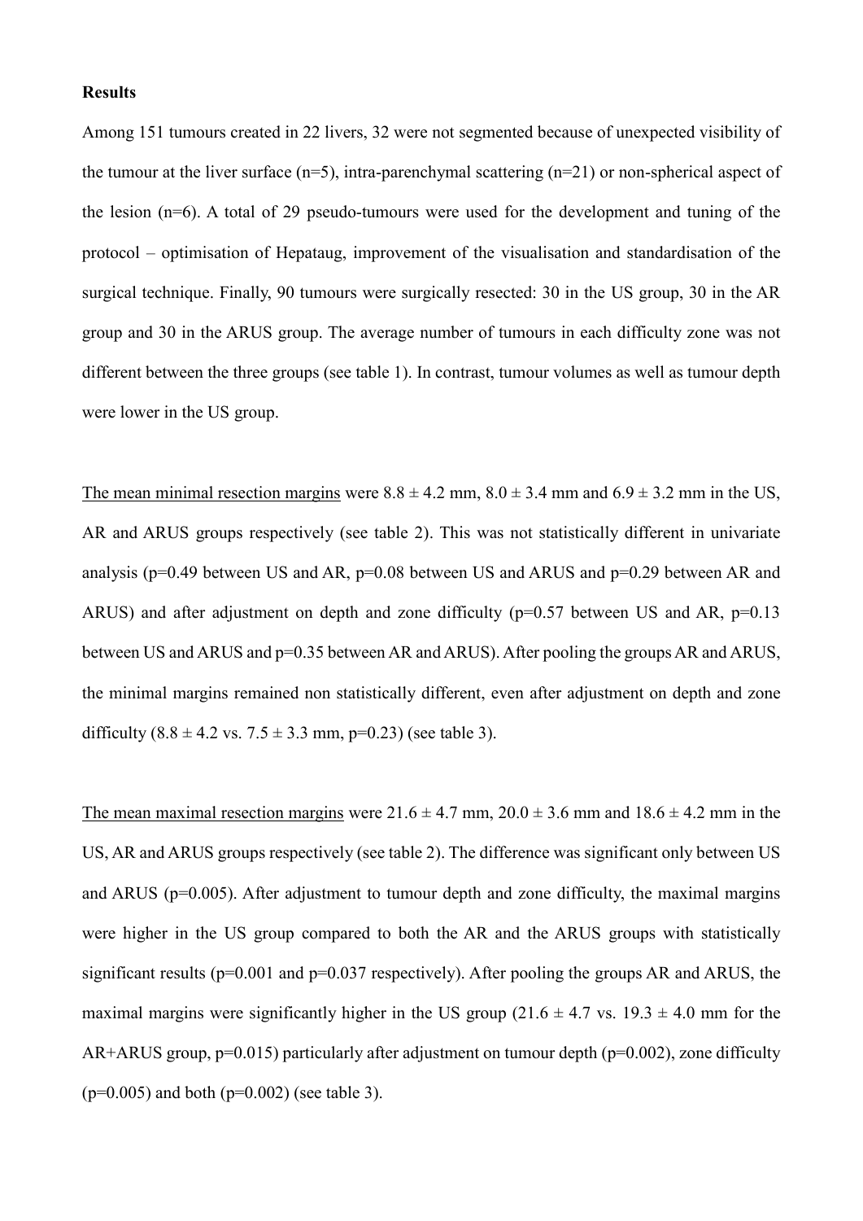**Results**

Among 151 tumours created in 22 livers, 32 were not segmented because of unexpected visibility of the tumour at the liver surface (n=5), intra-parenchymal scattering (n=21) or non-spherical aspect of the lesion (n=6). A total of 29 pseudo-tumours were used for the development and tuning of the protocol – optimisation of Hepataug, improvement of the visualisation and standardisation of the surgical technique. Finally, 90 tumours were surgically resected: 30 in the US group, 30 in the AR group and 30 in the ARUS group. The average number of tumours in each difficulty zone was not different between the three groups (see table 1). In contrast, tumour volumes as well as tumour depth were lower in the US group.

<u>The mean minimal resection margins</u> were 8.8 ± 4.2 mm, 8.0 ± 3.4 mm and 6.9 ± 3.2 mm in the US, AR and ARUS groups respectively (see table 2). This was not statistically different in univariate analysis (p=0.49 between US and AR, p=0.08 between US and ARUS and p=0.29 between AR and ARUS) and after adjustment on depth and zone difficulty (p=0.57 between US and AR, p=0.13 between US and ARUS and p=0.35 between AR and ARUS). After pooling the groups AR and ARUS, the minimal margins remained non statistically different, even after adjustment on depth and zone difficulty (8.8 ± 4.2 vs. 7.5 ± 3.3 mm, p=0.23) (see table 3).

<u>The mean maximal resection margins</u> were 21.6 ± 4.7 mm, 20.0 ± 3.6 mm and 18.6 ± 4.2 mm in the US, AR and ARUS groups respectively (see table 2). The difference was significant only between US and ARUS (p=0.005). After adjustment to tumour depth and zone difficulty, the maximal margins were higher in the US group compared to both the AR and the ARUS groups with statistically significant results (p=0.001 and p=0.037 respectively). After pooling the groups AR and ARUS, the maximal margins were significantly higher in the US group (21.6 ± 4.7 vs. 19.3 ± 4.0 mm for the AR+ARUS group, p=0.015) particularly after adjustment on tumour depth (p=0.002), zone difficulty (p=0.005) and both (p=0.002) (see table 3).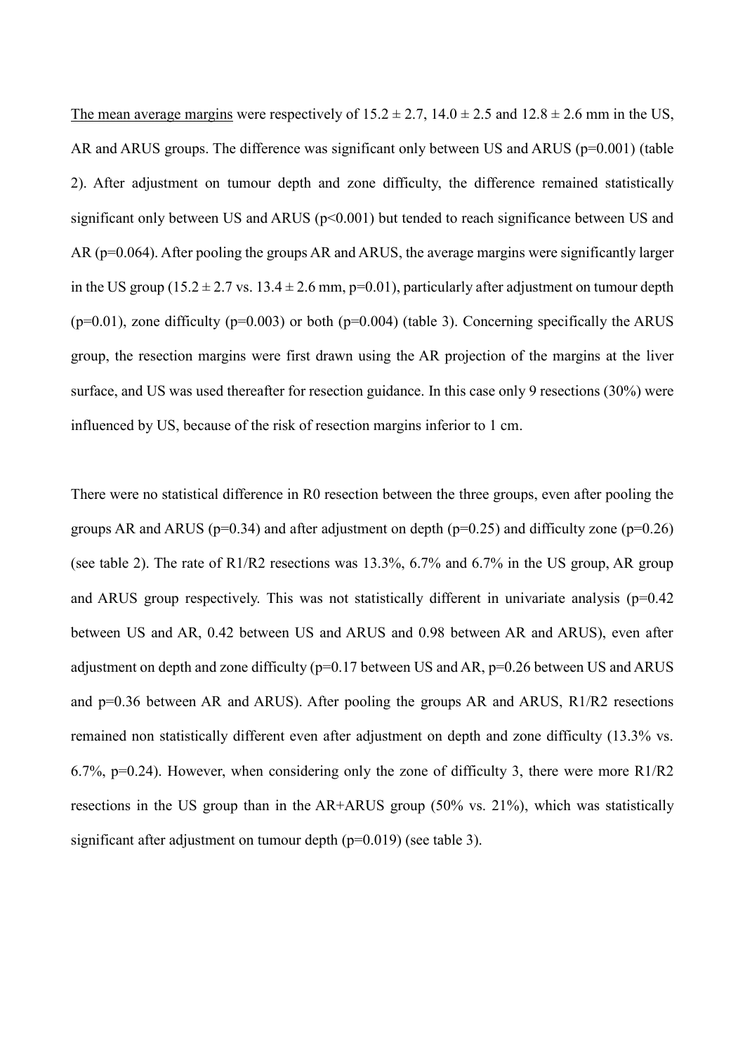The mean average margins were respectively of 15.2 ± 2.7, 14.0 ± 2.5 and 12.8 ± 2.6 mm in the US, AR and ARUS groups. The difference was significant only between US and ARUS (p=0.001) (table 2). After adjustment on tumour depth and zone difficulty, the difference remained statistically significant only between US and ARUS (p<0.001) but tended to reach significance between US and AR (p=0.064). After pooling the groups AR and ARUS, the average margins were significantly larger in the US group (15.2 ± 2.7 vs. 13.4 ± 2.6 mm, p=0.01), particularly after adjustment on tumour depth (p=0.01), zone difficulty (p=0.003) or both (p=0.004) (table 3). Concerning specifically the ARUS group, the resection margins were first drawn using the AR projection of the margins at the liver surface, and US was used thereafter for resection guidance. In this case only 9 resections (30%) were influenced by US, because of the risk of resection margins inferior to 1 cm.

There were no statistical difference in R0 resection between the three groups, even after pooling the groups AR and ARUS (p=0.34) and after adjustment on depth (p=0.25) and difficulty zone (p=0.26) (see table 2). The rate of R1/R2 resections was 13.3%, 6.7% and 6.7% in the US group, AR group and ARUS group respectively. This was not statistically different in univariate analysis (p=0.42 between US and AR, 0.42 between US and ARUS and 0.98 between AR and ARUS), even after adjustment on depth and zone difficulty (p=0.17 between US and AR, p=0.26 between US and ARUS and p=0.36 between AR and ARUS). After pooling the groups AR and ARUS, R1/R2 resections remained non statistically different even after adjustment on depth and zone difficulty (13.3% vs. 6.7%, p=0.24). However, when considering only the zone of difficulty 3, there were more R1/R2 resections in the US group than in the AR+ARUS group (50% vs. 21%), which was statistically significant after adjustment on tumour depth (p=0.019) (see table 3).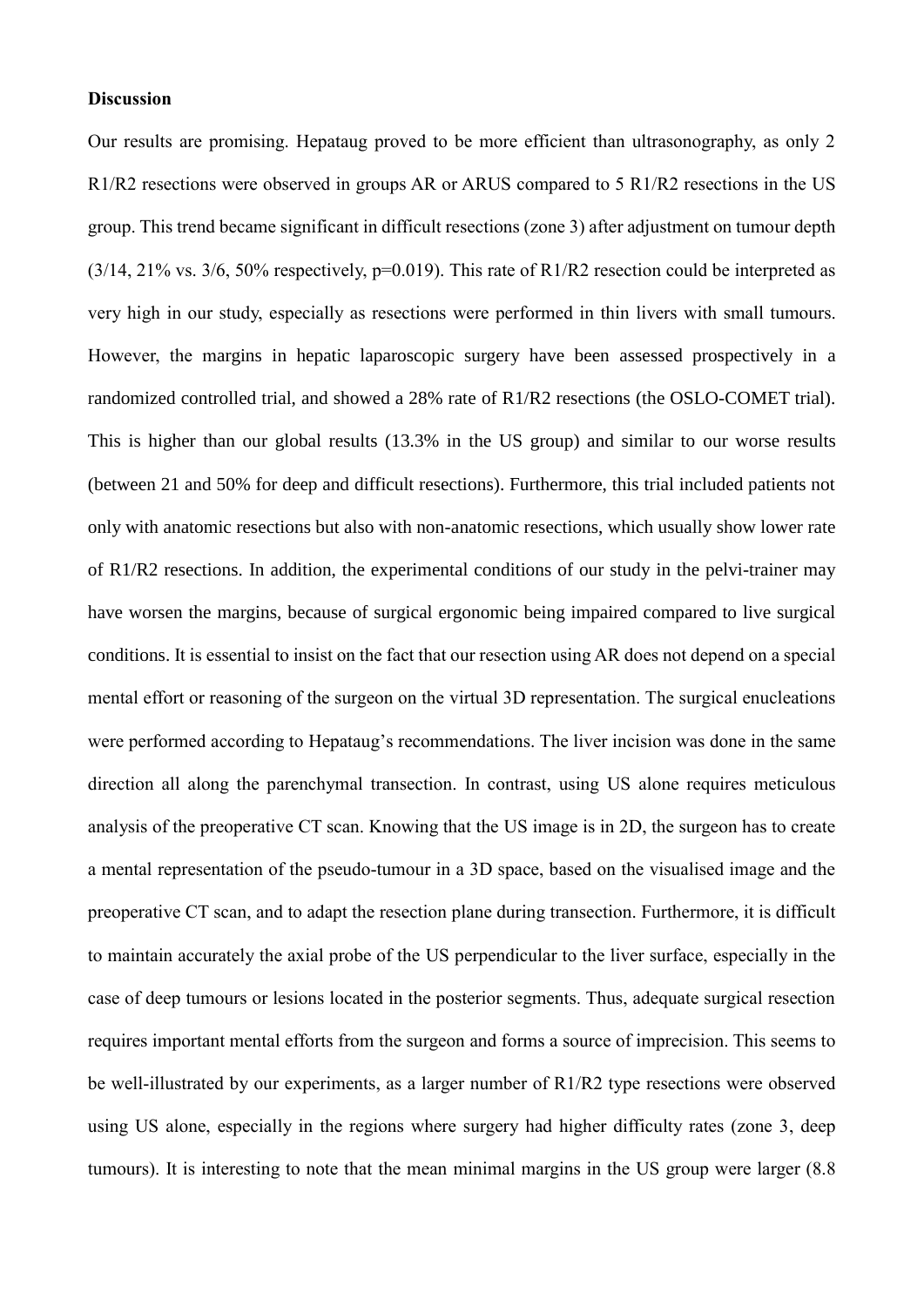**Discussion**

Our results are promising. Hepataug proved to be more efficient than ultrasonography, as only 2 R1/R2 resections were observed in groups AR or ARUS compared to 5 R1/R2 resections in the US group. This trend became significant in difficult resections (zone 3) after adjustment on tumour depth (3/14, 21% vs. 3/6, 50% respectively, p=0.019). This rate of R1/R2 resection could be interpreted as very high in our study, especially as resections were performed in thin livers with small tumours. However, the margins in hepatic laparoscopic surgery have been assessed prospectively in a randomized controlled trial, and showed a 28% rate of R1/R2 resections (the OSLO-COMET trial). This is higher than our global results (13.3% in the US group) and similar to our worse results (between 21 and 50% for deep and difficult resections). Furthermore, this trial included patients not only with anatomic resections but also with non-anatomic resections, which usually show lower rate of R1/R2 resections. In addition, the experimental conditions of our study in the pelvi-trainer may have worsen the margins, because of surgical ergonomic being impaired compared to live surgical conditions. It is essential to insist on the fact that our resection using AR does not depend on a special mental effort or reasoning of the surgeon on the virtual 3D representation. The surgical enucleations were performed according to Hepataug's recommendations. The liver incision was done in the same direction all along the parenchymal transection. In contrast, using US alone requires meticulous analysis of the preoperative CT scan. Knowing that the US image is in 2D, the surgeon has to create a mental representation of the pseudo-tumour in a 3D space, based on the visualised image and the preoperative CT scan, and to adapt the resection plane during transection. Furthermore, it is difficult to maintain accurately the axial probe of the US perpendicular to the liver surface, especially in the case of deep tumours or lesions located in the posterior segments. Thus, adequate surgical resection requires important mental efforts from the surgeon and forms a source of imprecision. This seems to be well-illustrated by our experiments, as a larger number of R1/R2 type resections were observed using US alone, especially in the regions where surgery had higher difficulty rates (zone 3, deep tumours). It is interesting to note that the mean minimal margins in the US group were larger (8.8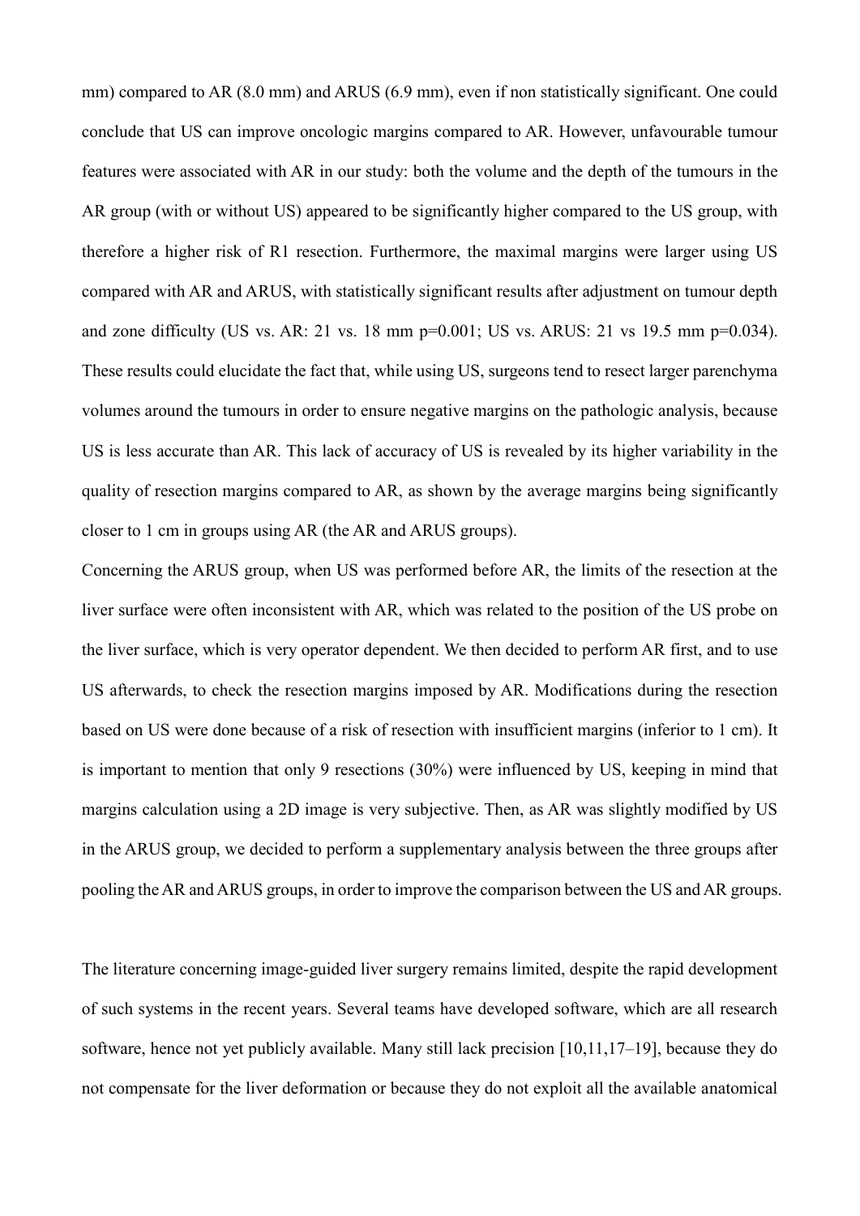mm) compared to AR (8.0 mm) and ARUS (6.9 mm), even if non statistically significant. One could conclude that US can improve oncologic margins compared to AR. However, unfavourable tumour features were associated with AR in our study: both the volume and the depth of the tumours in the AR group (with or without US) appeared to be significantly higher compared to the US group, with therefore a higher risk of R1 resection. Furthermore, the maximal margins were larger using US compared with AR and ARUS, with statistically significant results after adjustment on tumour depth and zone difficulty (US vs. AR: 21 vs. 18 mm $p=0.001$; US vs. ARUS: 21 vs 19.5 mm $p=0.034$). These results could elucidate the fact that, while using US, surgeons tend to resect larger parenchyma volumes around the tumours in order to ensure negative margins on the pathologic analysis, because US is less accurate than AR. This lack of accuracy of US is revealed by its higher variability in the quality of resection margins compared to AR, as shown by the average margins being significantly closer to 1 cm in groups using AR (the AR and ARUS groups).

Concerning the ARUS group, when US was performed before AR, the limits of the resection at the liver surface were often inconsistent with AR, which was related to the position of the US probe on the liver surface, which is very operator dependent. We then decided to perform AR first, and to use US afterwards, to check the resection margins imposed by AR. Modifications during the resection based on US were done because of a risk of resection with insufficient margins (inferior to 1 cm). It is important to mention that only 9 resections (30%) were influenced by US, keeping in mind that margins calculation using a 2D image is very subjective. Then, as AR was slightly modified by US in the ARUS group, we decided to perform a supplementary analysis between the three groups after pooling the AR and ARUS groups, in order to improve the comparison between the US and AR groups.

The literature concerning image-guided liver surgery remains limited, despite the rapid development of such systems in the recent years. Several teams have developed software, which are all research software, hence not yet publicly available. Many still lack precision [10,11,17–19], because they do not compensate for the liver deformation or because they do not exploit all the available anatomical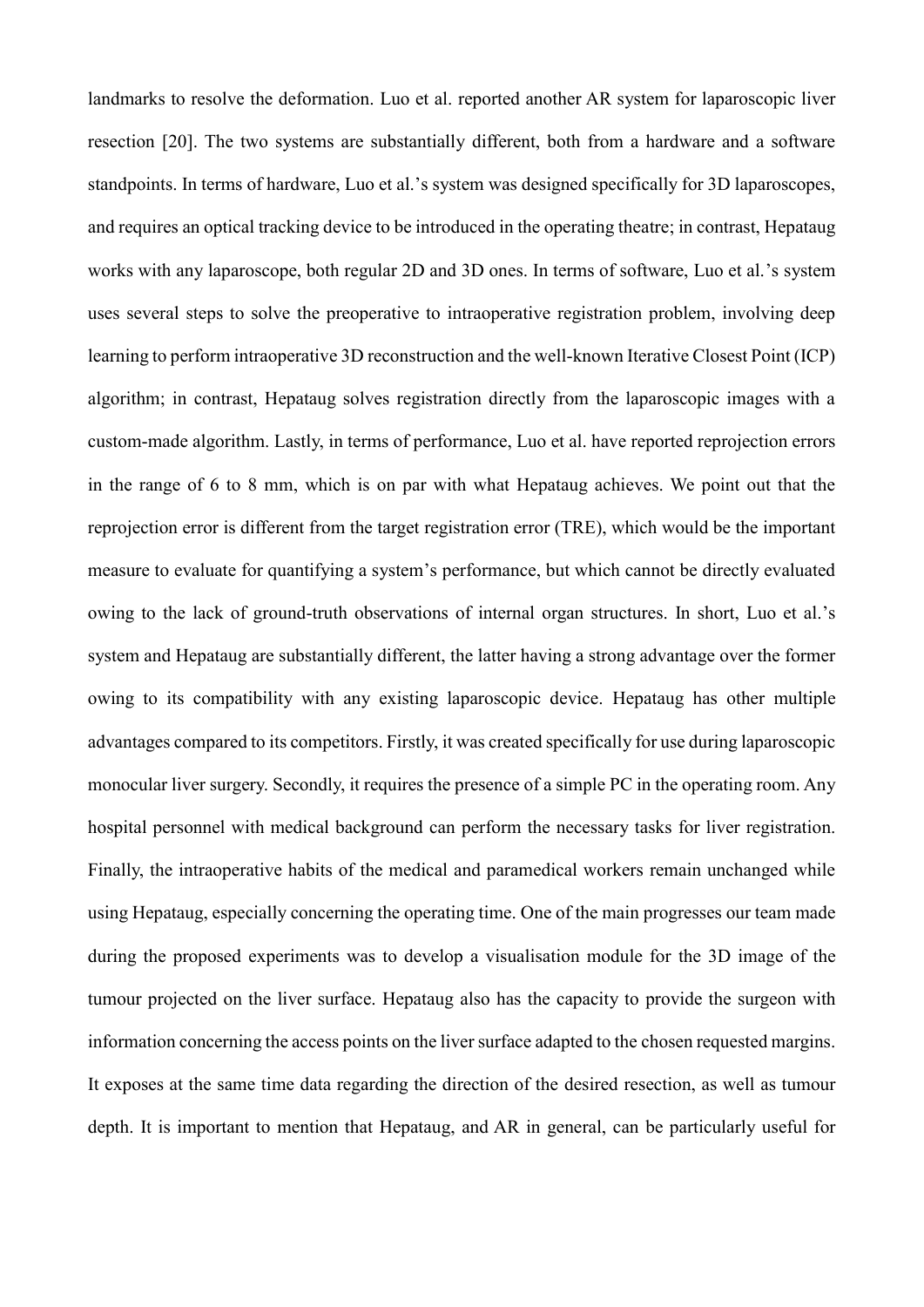landmarks to resolve the deformation. Luo et al. reported another AR system for laparoscopic liver resection [20]. The two systems are substantially different, both from a hardware and a software standpoints. In terms of hardware, Luo et al.'s system was designed specifically for 3D laparoscopes, and requires an optical tracking device to be introduced in the operating theatre; in contrast, Hepataug works with any laparoscope, both regular 2D and 3D ones. In terms of software, Luo et al.'s system uses several steps to solve the preoperative to intraoperative registration problem, involving deep learning to perform intraoperative 3D reconstruction and the well-known Iterative Closest Point (ICP) algorithm; in contrast, Hepataug solves registration directly from the laparoscopic images with a custom-made algorithm. Lastly, in terms of performance, Luo et al. have reported reprojection errors in the range of 6 to 8 mm, which is on par with what Hepataug achieves. We point out that the reprojection error is different from the target registration error (TRE), which would be the important measure to evaluate for quantifying a system's performance, but which cannot be directly evaluated owing to the lack of ground-truth observations of internal organ structures. In short, Luo et al.'s system and Hepataug are substantially different, the latter having a strong advantage over the former owing to its compatibility with any existing laparoscopic device. Hepataug has other multiple advantages compared to its competitors. Firstly, it was created specifically for use during laparoscopic monocular liver surgery. Secondly, it requires the presence of a simple PC in the operating room. Any hospital personnel with medical background can perform the necessary tasks for liver registration. Finally, the intraoperative habits of the medical and paramedical workers remain unchanged while using Hepataug, especially concerning the operating time. One of the main progresses our team made during the proposed experiments was to develop a visualisation module for the 3D image of the tumour projected on the liver surface. Hepataug also has the capacity to provide the surgeon with information concerning the access points on the liver surface adapted to the chosen requested margins. It exposes at the same time data regarding the direction of the desired resection, as well as tumour depth. It is important to mention that Hepataug, and AR in general, can be particularly useful for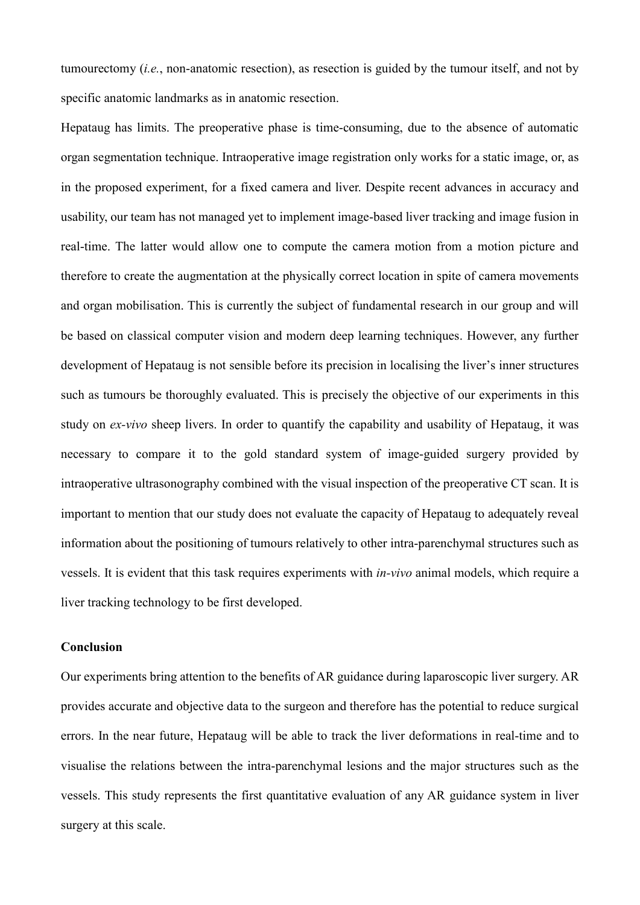tumourectomy (*i.e.*, non-anatomic resection), as resection is guided by the tumour itself, and not by specific anatomic landmarks as in anatomic resection.

Hepataug has limits. The preoperative phase is time-consuming, due to the absence of automatic organ segmentation technique. Intraoperative image registration only works for a static image, or, as in the proposed experiment, for a fixed camera and liver. Despite recent advances in accuracy and usability, our team has not managed yet to implement image-based liver tracking and image fusion in real-time. The latter would allow one to compute the camera motion from a motion picture and therefore to create the augmentation at the physically correct location in spite of camera movements and organ mobilisation. This is currently the subject of fundamental research in our group and will be based on classical computer vision and modern deep learning techniques. However, any further development of Hepataug is not sensible before its precision in localising the liver's inner structures such as tumours be thoroughly evaluated. This is precisely the objective of our experiments in this study on *ex-vivo* sheep livers. In order to quantify the capability and usability of Hepataug, it was necessary to compare it to the gold standard system of image-guided surgery provided by intraoperative ultrasonography combined with the visual inspection of the preoperative CT scan. It is important to mention that our study does not evaluate the capacity of Hepataug to adequately reveal information about the positioning of tumours relatively to other intra-parenchymal structures such as vessels. It is evident that this task requires experiments with *in-vivo* animal models, which require a liver tracking technology to be first developed.

**Conclusion**

Our experiments bring attention to the benefits of AR guidance during laparoscopic liver surgery. AR provides accurate and objective data to the surgeon and therefore has the potential to reduce surgical errors. In the near future, Hepataug will be able to track the liver deformations in real-time and to visualise the relations between the intra-parenchymal lesions and the major structures such as the vessels. This study represents the first quantitative evaluation of any AR guidance system in liver surgery at this scale.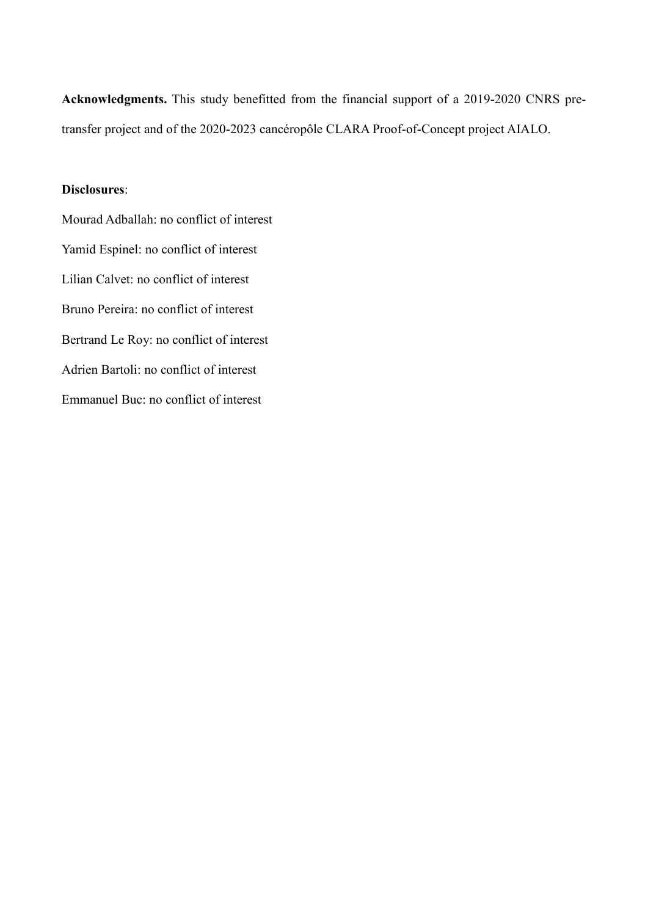**Acknowledgments.** This study benefitted from the financial support of a 2019-2020 CNRS pre-transfer project and of the 2020-2023 cancéropôle CLARA Proof-of-Concept project AIALO.

**Disclosures**:

Mourad Adballah: no conflict of interest

Yamid Espinel: no conflict of interest

Lilian Calvet: no conflict of interest

Bruno Pereira: no conflict of interest

Bertrand Le Roy: no conflict of interest

Adrien Bartoli: no conflict of interest

Emmanuel Buc: no conflict of interest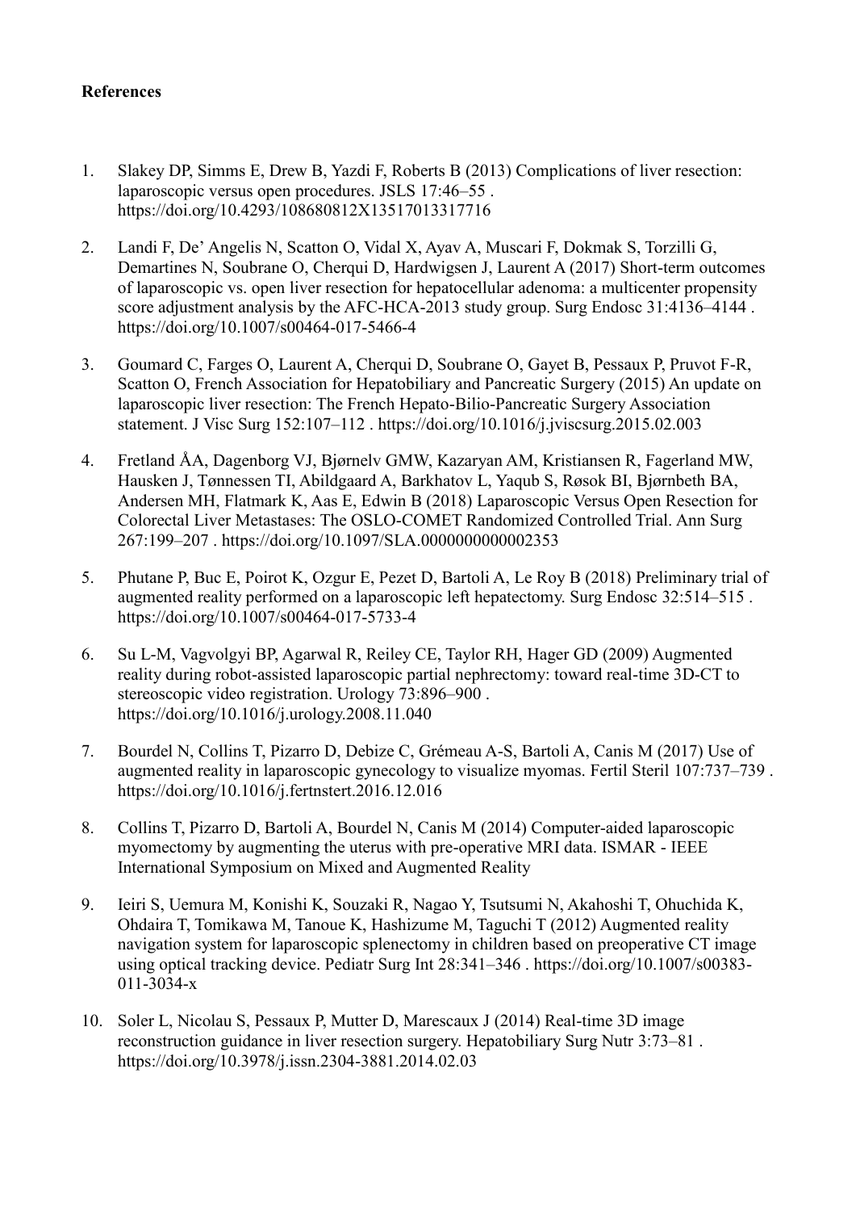**References**

1. Slakey DP, Simms E, Drew B, Yazdi F, Roberts B (2013) Complications of liver resection: laparoscopic versus open procedures. JSLS 17:46–55 . https://doi.org/10.4293/108680812X13517013317716

2. Landi F, De' Angelis N, Scatton O, Vidal X, Ayav A, Muscari F, Dokmak S, Torzilli G, Demartines N, Soubrane O, Cherqui D, Hardwigsen J, Laurent A (2017) Short-term outcomes of laparoscopic vs. open liver resection for hepatocellular adenoma: a multicenter propensity score adjustment analysis by the AFC-HCA-2013 study group. Surg Endosc 31:4136–4144 . https://doi.org/10.1007/s00464-017-5466-4

3. Goumard C, Farges O, Laurent A, Cherqui D, Soubrane O, Gayet B, Pessaux P, Pruvot F-R, Scatton O, French Association for Hepatobiliary and Pancreatic Surgery (2015) An update on laparoscopic liver resection: The French Hepato-Bilio-Pancreatic Surgery Association statement. J Visc Surg 152:107–112 . https://doi.org/10.1016/j.jviscsurg.2015.02.003

4. Fretland ÅA, Dagenborg VJ, Bjørnelv GMW, Kazaryan AM, Kristiansen R, Fagerland MW, Hausken J, Tønnessen TI, Abildgaard A, Barkhatov L, Yaqub S, Røsok BI, Bjørnbeth BA, Andersen MH, Flatmark K, Aas E, Edwin B (2018) Laparoscopic Versus Open Resection for Colorectal Liver Metastases: The OSLO-COMET Randomized Controlled Trial. Ann Surg 267:199–207 . https://doi.org/10.1097/SLA.0000000000002353

5. Phutane P, Buc E, Poirot K, Ozgur E, Pezet D, Bartoli A, Le Roy B (2018) Preliminary trial of augmented reality performed on a laparoscopic left hepatectomy. Surg Endosc 32:514–515 . https://doi.org/10.1007/s00464-017-5733-4

6. Su L-M, Vagvolgyi BP, Agarwal R, Reiley CE, Taylor RH, Hager GD (2009) Augmented reality during robot-assisted laparoscopic partial nephrectomy: toward real-time 3D-CT to stereoscopic video registration. Urology 73:896–900 . https://doi.org/10.1016/j.urology.2008.11.040

7. Bourdel N, Collins T, Pizarro D, Debize C, Grémeau A-S, Bartoli A, Canis M (2017) Use of augmented reality in laparoscopic gynecology to visualize myomas. Fertil Steril 107:737–739 . https://doi.org/10.1016/j.fertnstert.2016.12.016

8. Collins T, Pizarro D, Bartoli A, Bourdel N, Canis M (2014) Computer-aided laparoscopic myomectomy by augmenting the uterus with pre-operative MRI data. ISMAR - IEEE International Symposium on Mixed and Augmented Reality

9. Ieiri S, Uemura M, Konishi K, Souzaki R, Nagao Y, Tsutsumi N, Akahoshi T, Ohuchida K, Ohdaira T, Tomikawa M, Tanoue K, Hashizume M, Taguchi T (2012) Augmented reality navigation system for laparoscopic splenectomy in children based on preoperative CT image using optical tracking device. Pediatr Surg Int 28:341–346 . https://doi.org/10.1007/s00383-011-3034-x

10. Soler L, Nicolau S, Pessaux P, Mutter D, Marescaux J (2014) Real-time 3D image reconstruction guidance in liver resection surgery. Hepatobiliary Surg Nutr 3:73–81 . https://doi.org/10.3978/j.issn.2304-3881.2014.02.03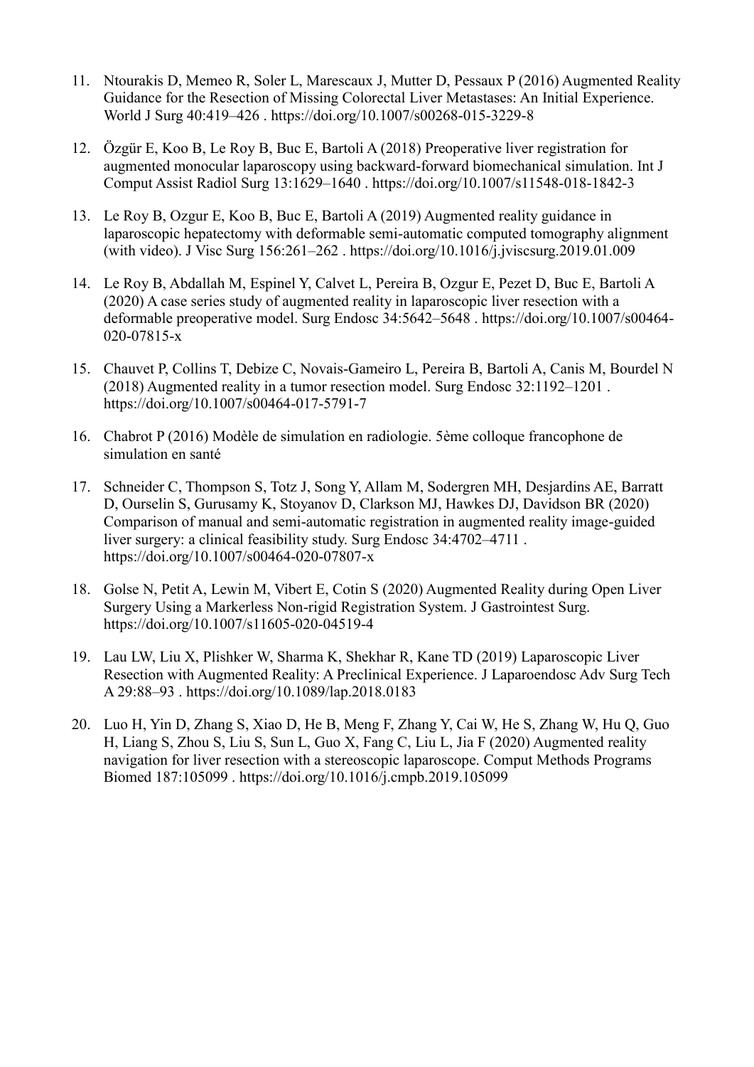11. Ntourakis D, Memeo R, Soler L, Marescaux J, Mutter D, Pessaux P (2016) Augmented Reality Guidance for the Resection of Missing Colorectal Liver Metastases: An Initial Experience. World J Surg 40:419–426 . https://doi.org/10.1007/s00268-015-3229-8

12. Özgür E, Koo B, Le Roy B, Buc E, Bartoli A (2018) Preoperative liver registration for augmented monocular laparoscopy using backward-forward biomechanical simulation. Int J Comput Assist Radiol Surg 13:1629–1640 . https://doi.org/10.1007/s11548-018-1842-3

13. Le Roy B, Ozgur E, Koo B, Buc E, Bartoli A (2019) Augmented reality guidance in laparoscopic hepatectomy with deformable semi-automatic computed tomography alignment (with video). J Visc Surg 156:261–262 . https://doi.org/10.1016/j.jviscsurg.2019.01.009

14. Le Roy B, Abdallah M, Espinel Y, Calvet L, Pereira B, Ozgur E, Pezet D, Buc E, Bartoli A (2020) A case series study of augmented reality in laparoscopic liver resection with a deformable preoperative model. Surg Endosc 34:5642–5648 . https://doi.org/10.1007/s00464-020-07815-x

15. Chauvet P, Collins T, Debize C, Novais-Gameiro L, Pereira B, Bartoli A, Canis M, Bourdel N (2018) Augmented reality in a tumor resection model. Surg Endosc 32:1192–1201 . https://doi.org/10.1007/s00464-017-5791-7

16. Chabrot P (2016) Modèle de simulation en radiologie. 5ème colloque francophone de simulation en santé

17. Schneider C, Thompson S, Totz J, Song Y, Allam M, Sodergren MH, Desjardins AE, Barratt D, Ourselin S, Gurusamy K, Stoyanov D, Clarkson MJ, Hawkes DJ, Davidson BR (2020) Comparison of manual and semi-automatic registration in augmented reality image-guided liver surgery: a clinical feasibility study. Surg Endosc 34:4702–4711 . https://doi.org/10.1007/s00464-020-07807-x

18. Golse N, Petit A, Lewin M, Vibert E, Cotin S (2020) Augmented Reality during Open Liver Surgery Using a Markerless Non-rigid Registration System. J Gastrointest Surg. https://doi.org/10.1007/s11605-020-04519-4

19. Lau LW, Liu X, Plishker W, Sharma K, Shekhar R, Kane TD (2019) Laparoscopic Liver Resection with Augmented Reality: A Preclinical Experience. J Laparoendosc Adv Surg Tech A 29:88–93 . https://doi.org/10.1089/lap.2018.0183

20. Luo H, Yin D, Zhang S, Xiao D, He B, Meng F, Zhang Y, Cai W, He S, Zhang W, Hu Q, Guo H, Liang S, Zhou S, Liu S, Sun L, Guo X, Fang C, Liu L, Jia F (2020) Augmented reality navigation for liver resection with a stereoscopic laparoscope. Comput Methods Programs Biomed 187:105099 . https://doi.org/10.1016/j.cmpb.2019.105099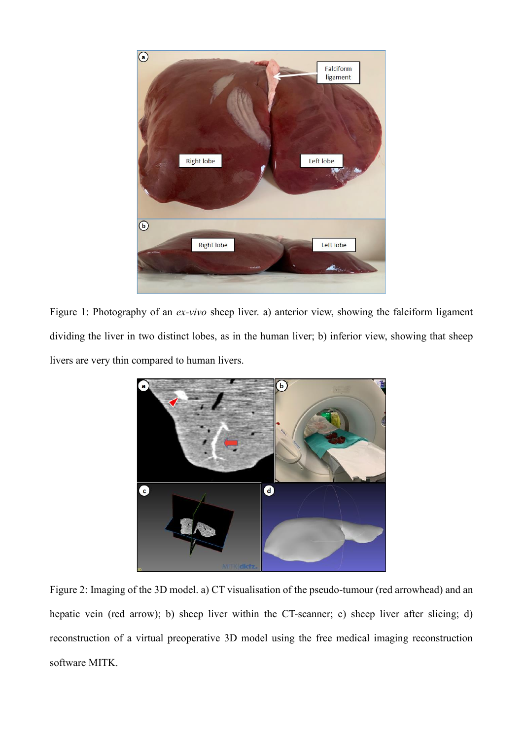Figure 1: Photography of an *ex-vivo* sheep liver. a) anterior view, showing the falciform ligament dividing the liver in two distinct lobes, as in the human liver; b) inferior view, showing that sheep livers are very thin compared to human livers.

Figure 2: Imaging of the 3D model. a) CT visualisation of the pseudo-tumour (red arrowhead) and an hepatic vein (red arrow); b) sheep liver within the CT-scanner; c) sheep liver after slicing; d) reconstruction of a virtual preoperative 3D model using the free medical imaging reconstruction software MITK.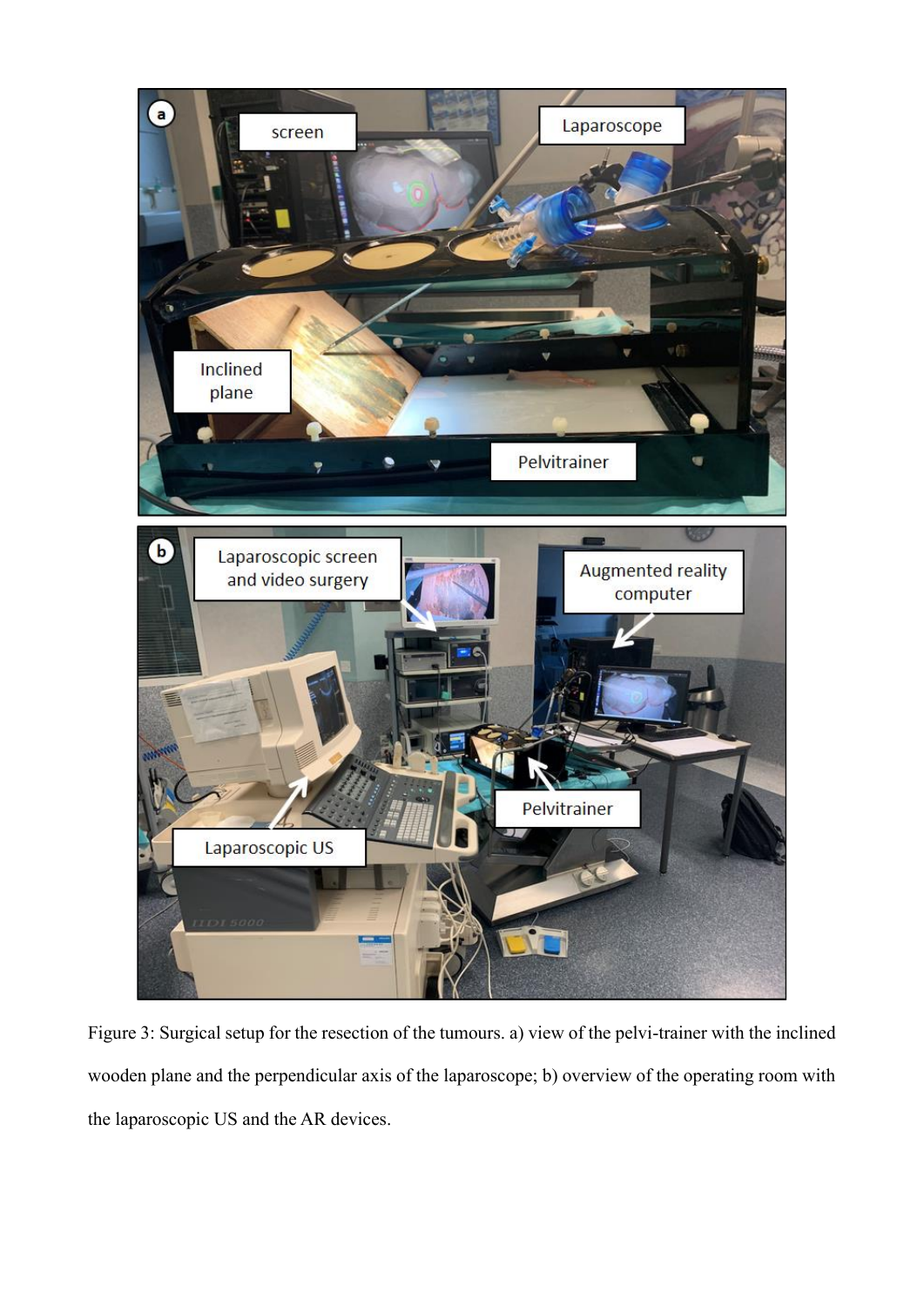Figure 3: Surgical setup for the resection of the tumours. a) view of the pelvi-trainer with the inclined wooden plane and the perpendicular axis of the laparoscope; b) overview of the operating room with the laparoscopic US and the AR devices.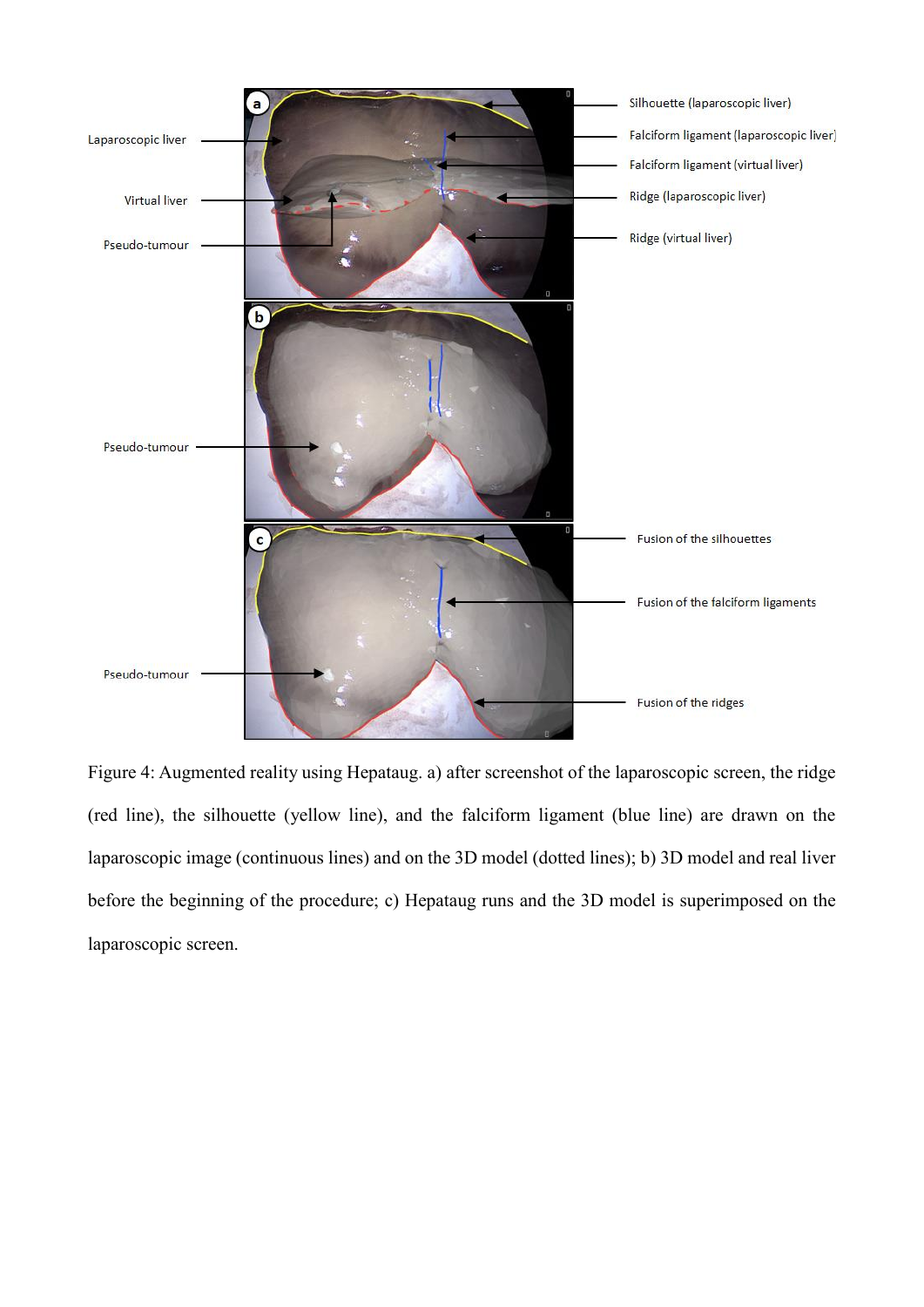Figure 4: Augmented reality using Hepataug. a) after screenshot of the laparoscopic screen, the ridge (red line), the silhouette (yellow line), and the falciform ligament (blue line) are drawn on the laparoscopic image (continuous lines) and on the 3D model (dotted lines); b) 3D model and real liver before the beginning of the procedure; c) Hepataug runs and the 3D model is superimposed on the laparoscopic screen.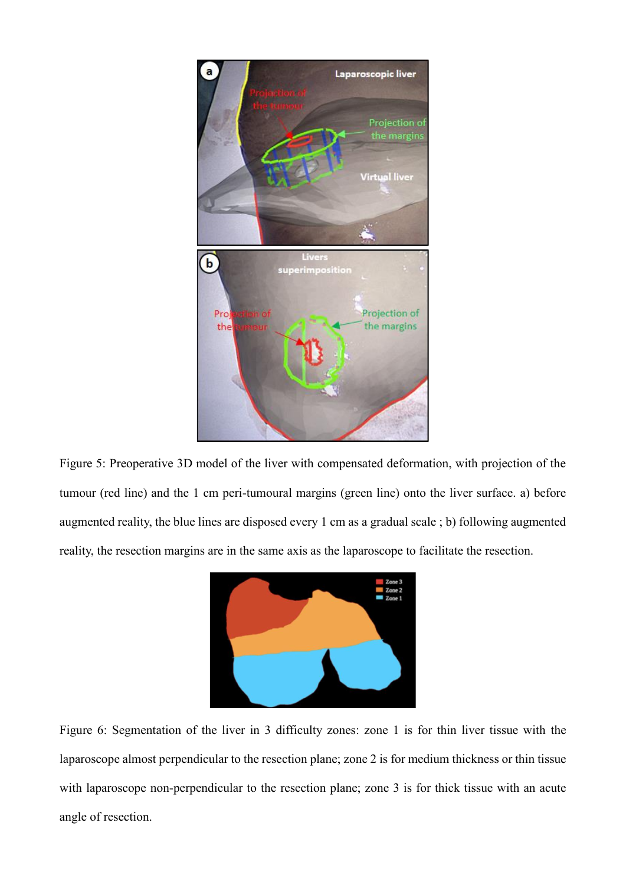Laparoscopic liver

Projection of the tumour

Projection of the margins

Virtual liver

Livers superimposition

Projection of the tumour

Projection of the margins

Figure 5: Preoperative 3D model of the liver with compensated deformation, with projection of the tumour (red line) and the 1 cm peri-tumoural margins (green line) onto the liver surface. a) before augmented reality, the blue lines are disposed every 1 cm as a gradual scale ; b) following augmented reality, the resection margins are in the same axis as the laparoscope to facilitate the resection.

Zone 3

Zone 2

Zone 1

Figure 6: Segmentation of the liver in 3 difficulty zones: zone 1 is for thin liver tissue with the laparoscope almost perpendicular to the resection plane; zone 2 is for medium thickness or thin tissue with laparoscope non-perpendicular to the resection plane; zone 3 is for thick tissue with an acute angle of resection.